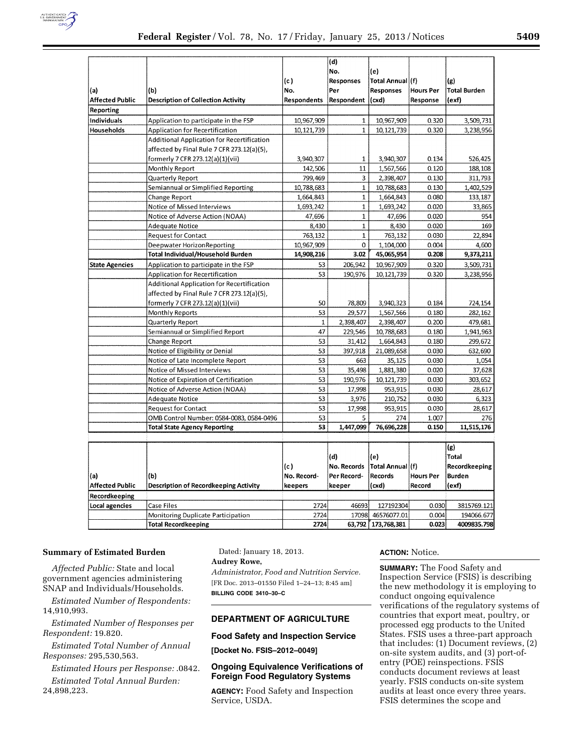| (a) Affected Public | (b) Description of Collection Activity | (c) No. Respondents | (d) No. Responses Per Respondent | (e) Total Annual Responses (cxd) | (f) Hours Per Response | (g) Total Burden (exf) |
|---|---|---|---|---|---|---|
| Reporting | | | | | | |
| Individuals | Application to participate in the FSP | 10,967,909 | 1 | 10,967,909 | 0.320 | 3,509,731 |
| Households | Application for Recertification | 10,121,739 | 1 | 10,121,739 | 0.320 | 3,238,956 |
| | Additional Application for Recertification affected by Final Rule 7 CFR 273.12(a)(5), formerly 7 CFR 273.12(a)(1)(vii) | 3,940,307 | 1 | 3,940,307 | 0.134 | 526,425 |
| | Monthly Report | 142,506 | 11 | 1,567,566 | 0.120 | 188,108 |
| | Quarterly Report | 799,469 | 3 | 2,398,407 | 0.130 | 311,793 |
| | Semiannual or Simplified Reporting | 10,788,683 | 1 | 10,788,683 | 0.130 | 1,402,529 |
| | Change Report | 1,664,843 | 1 | 1,664,843 | 0.080 | 133,187 |
| | Notice of Missed Interviews | 1,693,242 | 1 | 1,693,242 | 0.020 | 33,865 |
| | Notice of Adverse Action (NOAA) | 47,696 | 1 | 47,696 | 0.020 | 954 |
| | Adequate Notice | 8,430 | 1 | 8,430 | 0.020 | 169 |
| | Request for Contact | 763,132 | 1 | 763,132 | 0.030 | 22,894 |
| | Deepwater HorizonReporting | 10,967,909 | 0 | 1,104,000 | 0.004 | 4,600 |
| | **Total Individual/Household Burden** | **14,908,216** | **3.02** | **45,065,954** | **0.208** | **9,373,211** |
| **State Agencies** | Application to participate in the FSP | 53 | 206,942 | 10,967,909 | 0.320 | 3,509,731 |
| | Application for Recertification | 53 | 190,976 | 10,121,739 | 0.320 | 3,238,956 |
| | Additional Application for Recertification affected by Final Rule 7 CFR 273.12(a)(5), formerly 7 CFR 273.12(a)(1)(vii) | 50 | 78,809 | 3,940,323 | 0.184 | 724,154 |
| | Monthly Reports | 53 | 29,577 | 1,567,566 | 0.180 | 282,162 |
| | Quarterly Report | 1 | 2,398,407 | 2,398,407 | 0.200 | 479,681 |
| | Semiannual or Simplified Report | 47 | 229,546 | 10,788,683 | 0.180 | 1,941,963 |
| | Change Report | 53 | 31,412 | 1,664,843 | 0.180 | 299,672 |
| | Notice of Eligibility or Denial | 53 | 397,918 | 21,089,658 | 0.030 | 632,690 |
| | Notice of Late Incomplete Report | 53 | 663 | 35,125 | 0.030 | 1,054 |
| | Notice of Missed Interviews | 53 | 35,498 | 1,881,380 | 0.020 | 37,628 |
| | Notice of Expiration of Certification | 53 | 190,976 | 10,121,739 | 0.030 | 303,652 |
| | Notice of Adverse Action (NOAA) | 53 | 17,998 | 953,915 | 0.030 | 28,617 |
| | Adequate Notice | 53 | 3,976 | 210,752 | 0.030 | 6,323 |
| | Request for Contact | 53 | 17,998 | 953,915 | 0.030 | 28,617 |
| | OMB Control Number: 0584-0083, 0584-0496 | 53 | 5 | 274 | 1.007 | 276 |
| | **Total State Agency Reporting** | **53** | **1,447,099** | **76,696,228** | **0.150** | **11,515,176** |

| (a) Affected Public | (b) Description of Recordkeeping Activity | (c) No. Record-keepers | (d) No. Records Per Record-keeper | (e) Total Annual Records (cxd) | (f) Hours Per Record | (g) Total Recordkeeping Burden (exf) |
|---|---|---|---|---|---|---|
| Recordkeeping | | | | | | |
| Local agencies | Case Files | 2724 | 46693 | 127192304 | 0.030 | 3815769.121 |
| | Monitoring Duplicate Participation | 2724 | 17098 | 46576077.01 | 0.004 | 194066.677 |
| | **Total Recordkeeping** | **2724** | **63,792** | **173,768,381** | **0.023** | **4009835.798** |

**Summary of Estimated Burden**

*Affected Public:* State and local government agencies administering SNAP and Individuals/Households.

*Estimated Number of Respondents:* 14,910,993.

*Estimated Number of Responses per Respondent:* 19.820.

*Estimated Total Number of Annual Responses:* 295,530,563.

*Estimated Hours per Response:* .0842.

*Estimated Total Annual Burden:* 24,898,223.

Dated: January 18, 2013.

**Audrey Rowe,**

*Administrator, Food and Nutrition Service.*

[FR Doc. 2013–01550 Filed 1–24–13; 8:45 am]

**BILLING CODE 3410–30–C**

## DEPARTMENT OF AGRICULTURE

### Food Safety and Inspection Service

**[Docket No. FSIS–2012–0049]**

### Ongoing Equivalence Verifications of Foreign Food Regulatory Systems

**AGENCY:** Food Safety and Inspection Service, USDA.

**ACTION:** Notice.

**SUMMARY:** The Food Safety and Inspection Service (FSIS) is describing the new methodology it is employing to conduct ongoing equivalence verifications of the regulatory systems of countries that export meat, poultry, or processed egg products to the United States. FSIS uses a three-part approach that includes: (1) Document reviews, (2) on-site system audits, and (3) port-of-entry (POE) reinspections. FSIS conducts document reviews at least yearly. FSIS conducts on-site system audits at least once every three years. FSIS determines the scope and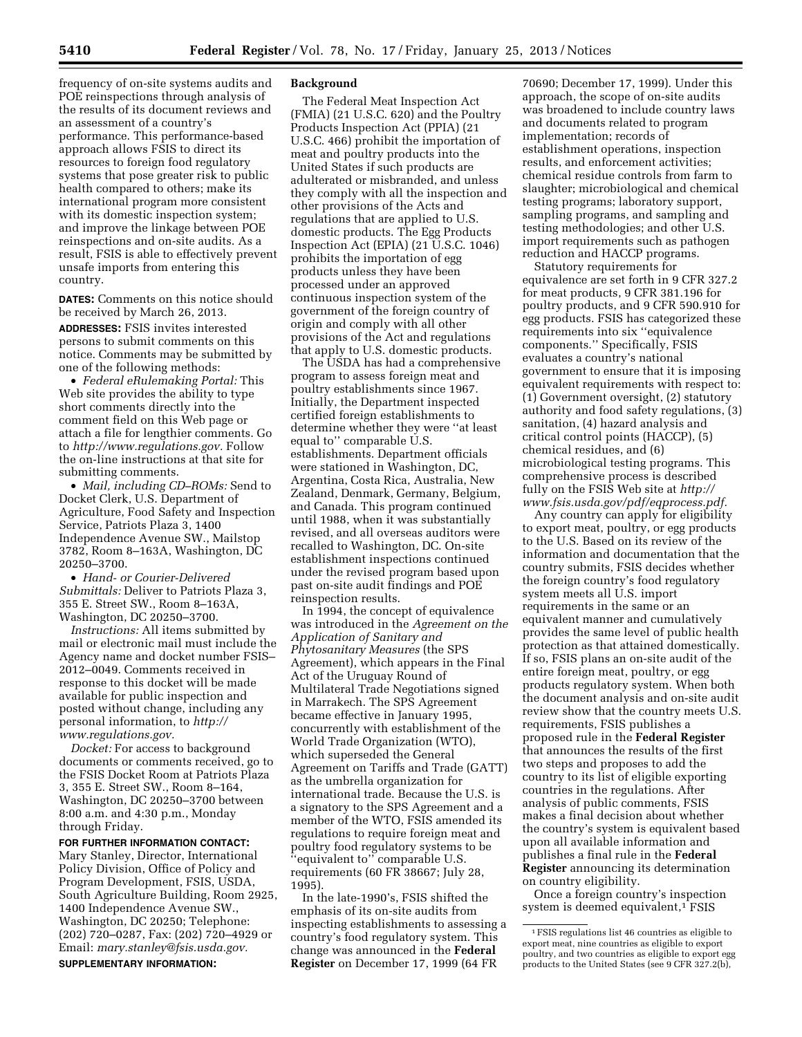frequency of on-site systems audits and POE reinspections through analysis of the results of its document reviews and an assessment of a country's performance. This performance-based approach allows FSIS to direct its resources to foreign food regulatory systems that pose greater risk to public health compared to others; make its international program more consistent with its domestic inspection system; and improve the linkage between POE reinspections and on-site audits. As a result, FSIS is able to effectively prevent unsafe imports from entering this country.

**DATES:** Comments on this notice should be received by March 26, 2013.

**ADDRESSES:** FSIS invites interested persons to submit comments on this notice. Comments may be submitted by one of the following methods:

- *Federal eRulemaking Portal:* This Web site provides the ability to type short comments directly into the comment field on this Web page or attach a file for lengthier comments. Go to *http://www.regulations.gov.* Follow the on-line instructions at that site for submitting comments.
- *Mail, including CD–ROMs:* Send to Docket Clerk, U.S. Department of Agriculture, Food Safety and Inspection Service, Patriots Plaza 3, 1400 Independence Avenue SW., Mailstop 3782, Room 8–163A, Washington, DC 20250–3700.
- *Hand- or Courier-Delivered Submittals:* Deliver to Patriots Plaza 3, 355 E. Street SW., Room 8–163A, Washington, DC 20250–3700.

*Instructions:* All items submitted by mail or electronic mail must include the Agency name and docket number FSIS–2012–0049. Comments received in response to this docket will be made available for public inspection and posted without change, including any personal information, to *http://www.regulations.gov.*

*Docket:* For access to background documents or comments received, go to the FSIS Docket Room at Patriots Plaza 3, 355 E. Street SW., Room 8–164, Washington, DC 20250–3700 between 8:00 a.m. and 4:30 p.m., Monday through Friday.

**FOR FURTHER INFORMATION CONTACT:** Mary Stanley, Director, International Policy Division, Office of Policy and Program Development, FSIS, USDA, South Agriculture Building, Room 2925, 1400 Independence Avenue SW., Washington, DC 20250; Telephone: (202) 720–0287, Fax: (202) 720–4929 or Email: *mary.stanley@fsis.usda.gov.*

**SUPPLEMENTARY INFORMATION:**

## Background

The Federal Meat Inspection Act (FMIA) (21 U.S.C. 620) and the Poultry Products Inspection Act (PPIA) (21 U.S.C. 466) prohibit the importation of meat and poultry products into the United States if such products are adulterated or misbranded, and unless they comply with all the inspection and other provisions of the Acts and regulations that are applied to U.S. domestic products. The Egg Products Inspection Act (EPIA) (21 U.S.C. 1046) prohibits the importation of egg products unless they have been processed under an approved continuous inspection system of the government of the foreign country of origin and comply with all other provisions of the Act and regulations that apply to U.S. domestic products.

The USDA has had a comprehensive program to assess foreign meat and poultry establishments since 1967. Initially, the Department inspected certified foreign establishments to determine whether they were ''at least equal to'' comparable U.S. establishments. Department officials were stationed in Washington, DC, Argentina, Costa Rica, Australia, New Zealand, Denmark, Germany, Belgium, and Canada. This program continued until 1988, when it was substantially revised, and all overseas auditors were recalled to Washington, DC. On-site establishment inspections continued under the revised program based upon past on-site audit findings and POE reinspection results.

In 1994, the concept of equivalence was introduced in the *Agreement on the Application of Sanitary and Phytosanitary Measures* (the SPS Agreement), which appears in the Final Act of the Uruguay Round of Multilateral Trade Negotiations signed in Marrakech. The SPS Agreement became effective in January 1995, concurrently with establishment of the World Trade Organization (WTO), which superseded the General Agreement on Tariffs and Trade (GATT) as the umbrella organization for international trade. Because the U.S. is a signatory to the SPS Agreement and a member of the WTO, FSIS amended its regulations to require foreign meat and poultry food regulatory systems to be ''equivalent to'' comparable U.S. requirements (60 FR 38667; July 28, 1995).

In the late-1990's, FSIS shifted the emphasis of its on-site audits from inspecting establishments to assessing a country's food regulatory system. This change was announced in the **Federal Register** on December 17, 1999 (64 FR 70690; December 17, 1999). Under this approach, the scope of on-site audits was broadened to include country laws and documents related to program implementation; records of establishment operations, inspection results, and enforcement activities; chemical residue controls from farm to slaughter; microbiological and chemical testing programs; laboratory support, sampling programs, and sampling and testing methodologies; and other U.S. import requirements such as pathogen reduction and HACCP programs.

Statutory requirements for equivalence are set forth in 9 CFR 327.2 for meat products, 9 CFR 381.196 for poultry products, and 9 CFR 590.910 for egg products. FSIS has categorized these requirements into six ''equivalence components.'' Specifically, FSIS evaluates a country's national government to ensure that it is imposing equivalent requirements with respect to: (1) Government oversight, (2) statutory authority and food safety regulations, (3) sanitation, (4) hazard analysis and critical control points (HACCP), (5) chemical residues, and (6) microbiological testing programs. This comprehensive process is described fully on the FSIS Web site at *http://www.fsis.usda.gov/pdf/eqprocess.pdf.*

Any country can apply for eligibility to export meat, poultry, or egg products to the U.S. Based on its review of the information and documentation that the country submits, FSIS decides whether the foreign country's food regulatory system meets all U.S. import requirements in the same or an equivalent manner and cumulatively provides the same level of public health protection as that attained domestically. If so, FSIS plans an on-site audit of the entire foreign meat, poultry, or egg products regulatory system. When both the document analysis and on-site audit review show that the country meets U.S. requirements, FSIS publishes a proposed rule in the **Federal Register** that announces the results of the first two steps and proposes to add the country to its list of eligible exporting countries in the regulations. After analysis of public comments, FSIS makes a final decision about whether the country's system is equivalent based upon all available information and publishes a final rule in the **Federal Register** announcing its determination on country eligibility.

Once a foreign country's inspection system is deemed equivalent,[1] FSIS

[1] FSIS regulations list 46 countries as eligible to export meat, nine countries as eligible to export poultry, and two countries as eligible to export egg products to the United States (see 9 CFR 327.2(b),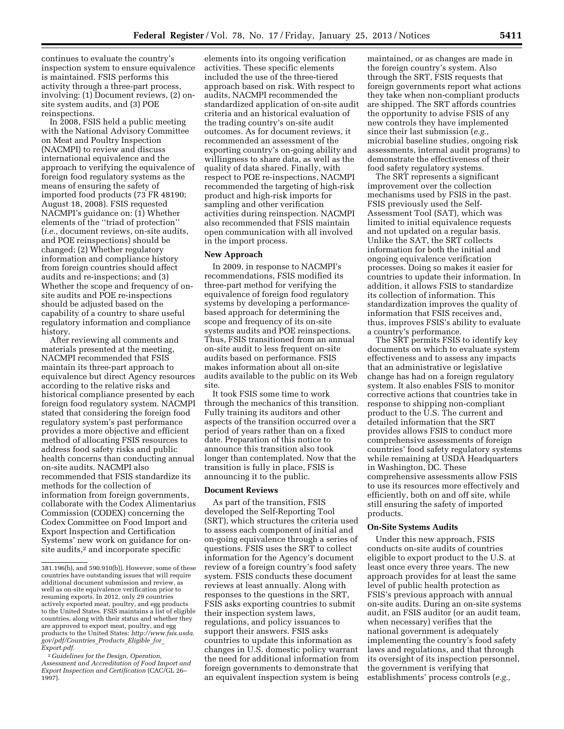continues to evaluate the country's inspection system to ensure equivalence is maintained. FSIS performs this activity through a three-part process, involving: (1) Document reviews, (2) on-site system audits, and (3) POE reinspections.

In 2008, FSIS held a public meeting with the National Advisory Committee on Meat and Poultry Inspection (NACMPI) to review and discuss international equivalence and the approach to verifying the equivalence of foreign food regulatory systems as the means of ensuring the safety of imported food products (73 FR 48190; August 18, 2008). FSIS requested NACMPI's guidance on: (1) Whether elements of the ''triad of protection'' (*i.e.,* document reviews, on-site audits, and POE reinspections) should be changed; (2) Whether regulatory information and compliance history from foreign countries should affect audits and re-inspections; and (3) Whether the scope and frequency of on-site audits and POE re-inspections should be adjusted based on the capability of a country to share useful regulatory information and compliance history.

After reviewing all comments and materials presented at the meeting, NACMPI recommended that FSIS maintain its three-part approach to equivalence but direct Agency resources according to the relative risks and historical compliance presented by each foreign food regulatory system. NACMPI stated that considering the foreign food regulatory system's past performance provides a more objective and efficient method of allocating FSIS resources to address food safety risks and public health concerns than conducting annual on-site audits. NACMPI also recommended that FSIS standardize its methods for the collection of information from foreign governments, collaborate with the Codex Alimentarius Commission (CODEX) concerning the Codex Committee on Food Import and Export Inspection and Certification Systems' new work on guidance for on-site audits,[2] and incorporate specific elements into its ongoing verification activities. These specific elements included the use of the three-tiered approach based on risk. With respect to audits, NACMPI recommended the standardized application of on-site audit criteria and an historical evaluation of the trading country's on-site audit outcomes. As for document reviews, it recommended an assessment of the exporting country's on-going ability and willingness to share data, as well as the quality of data shared. Finally, with respect to POE re-inspections, NACMPI recommended the targeting of high-risk product and high-risk imports for sampling and other verification activities during reinspection. NACMPI also recommended that FSIS maintain open communication with all involved in the import process.

## New Approach

In 2009, in response to NACMPI's recommendations, FSIS modified its three-part method for verifying the equivalence of foreign food regulatory systems by developing a performance-based approach for determining the scope and frequency of its on-site systems audits and POE reinspections. Thus, FSIS transitioned from an annual on-site audit to less frequent on-site audits based on performance. FSIS makes information about all on-site audits available to the public on its Web site.

It took FSIS some time to work through the mechanics of this transition. Fully training its auditors and other aspects of the transition occurred over a period of years rather than on a fixed date. Preparation of this notice to announce this transition also took longer than contemplated. Now that the transition is fully in place, FSIS is announcing it to the public.

## Document Reviews

As part of the transition, FSIS developed the Self-Reporting Tool (SRT), which structures the criteria used to assess each component of initial and on-going equivalence through a series of questions. FSIS uses the SRT to collect information for the Agency's document review of a foreign country's food safety system. FSIS conducts these document reviews at least annually. Along with responses to the questions in the SRT, FSIS asks exporting countries to submit their inspection system laws, regulations, and policy issuances to support their answers. FSIS asks countries to update this information as changes in U.S. domestic policy warrant the need for additional information from foreign governments to demonstrate that an equivalent inspection system is being maintained, or as changes are made in the foreign country's system. Also through the SRT, FSIS requests that foreign governments report what actions they take when non-compliant products are shipped. The SRT affords countries the opportunity to advise FSIS of any new controls they have implemented since their last submission (*e.g.,* microbial baseline studies, ongoing risk assessments, internal audit programs) to demonstrate the effectiveness of their food safety regulatory systems.

The SRT represents a significant improvement over the collection mechanisms used by FSIS in the past. FSIS previously used the Self-Assessment Tool (SAT), which was limited to initial equivalence requests and not updated on a regular basis. Unlike the SAT, the SRT collects information for both the initial and ongoing equivalence verification processes. Doing so makes it easier for countries to update their information. In addition, it allows FSIS to standardize its collection of information. This standardization improves the quality of information that FSIS receives and, thus, improves FSIS's ability to evaluate a country's performance.

The SRT permits FSIS to identify key documents on which to evaluate system effectiveness and to assess any impacts that an administrative or legislative change has had on a foreign regulatory system. It also enables FSIS to monitor corrective actions that countries take in response to shipping non-compliant product to the U.S. The current and detailed information that the SRT provides allows FSIS to conduct more comprehensive assessments of foreign countries' food safety regulatory systems while remaining at USDA Headquarters in Washington, DC. These comprehensive assessments allow FSIS to use its resources more effectively and efficiently, both on and off site, while still ensuring the safety of imported products.

## On-Site Systems Audits

Under this new approach, FSIS conducts on-site audits of countries eligible to export product to the U.S. at least once every three years. The new approach provides for at least the same level of public health protection as FSIS's previous approach with annual on-site audits. During an on-site systems audit, an FSIS auditor (or an audit team, when necessary) verifies that the national government is adequately implementing the country's food safety laws and regulations, and that through its oversight of its inspection personnel, the government is verifying that establishments' process controls (*e.g.,*

---

381.196(b), and 590.910(b)). However, some of these countries have outstanding issues that will require additional document submission and review, as well as on-site equivalence verification prior to resuming exports. In 2012, only 29 countries actively exported meat, poultry, and egg products to the United States. FSIS maintains a list of eligible countries, along with their status and whether they are approved to export meat, poultry, and egg products to the United States: *http://www.fsis.usda.gov/pdf/Countries_Products_Eligible_for_Export.pdf.*

[2] *Guidelines for the Design, Operation, Assessment and Accreditation of Food Import and Export Inspection and Certification* (CAC/GL 26–1997).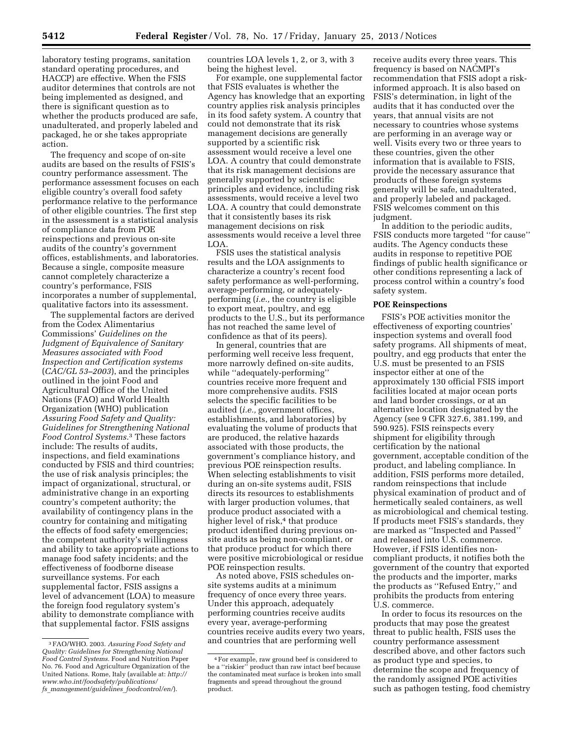laboratory testing programs, sanitation standard operating procedures, and HACCP) are effective. When the FSIS auditor determines that controls are not being implemented as designed, and there is significant question as to whether the products produced are safe, unadulterated, and properly labeled and packaged, he or she takes appropriate action.

The frequency and scope of on-site audits are based on the results of FSIS's country performance assessment. The performance assessment focuses on each eligible country's overall food safety performance relative to the performance of other eligible countries. The first step in the assessment is a statistical analysis of compliance data from POE reinspections and previous on-site audits of the country's government offices, establishments, and laboratories. Because a single, composite measure cannot completely characterize a country's performance, FSIS incorporates a number of supplemental, qualitative factors into its assessment.

The supplemental factors are derived from the Codex Alimentarius Commissions' *Guidelines on the Judgment of Equivalence of Sanitary Measures associated with Food Inspection and Certification systems* (*CAC/GL 53–2003*), and the principles outlined in the joint Food and Agricultural Office of the United Nations (FAO) and World Health Organization (WHO) publication *Assuring Food Safety and Quality: Guidelines for Strengthening National Food Control Systems.*[3] These factors include: The results of audits, inspections, and field examinations conducted by FSIS and third countries; the use of risk analysis principles; the impact of organizational, structural, or administrative change in an exporting country's competent authority; the availability of contingency plans in the country for containing and mitigating the effects of food safety emergencies; the competent authority's willingness and ability to take appropriate actions to manage food safety incidents; and the effectiveness of foodborne disease surveillance systems. For each supplemental factor, FSIS assigns a level of advancement (LOA) to measure the foreign food regulatory system's ability to demonstrate compliance with that supplemental factor. FSIS assigns countries LOA levels 1, 2, or 3, with 3 being the highest level.

For example, one supplemental factor that FSIS evaluates is whether the Agency has knowledge that an exporting country applies risk analysis principles in its food safety system. A country that could not demonstrate that its risk management decisions are generally supported by a scientific risk assessment would receive a level one LOA. A country that could demonstrate that its risk management decisions are generally supported by scientific principles and evidence, including risk assessments, would receive a level two LOA. A country that could demonstrate that it consistently bases its risk management decisions on risk assessments would receive a level three LOA.

FSIS uses the statistical analysis results and the LOA assignments to characterize a country's recent food safety performance as well-performing, average-performing, or adequately-performing (*i.e.,* the country is eligible to export meat, poultry, and egg products to the U.S., but its performance has not reached the same level of confidence as that of its peers).

In general, countries that are performing well receive less frequent, more narrowly defined on-site audits, while ''adequately-performing'' countries receive more frequent and more comprehensive audits. FSIS selects the specific facilities to be audited (*i.e.,* government offices, establishments, and laboratories) by evaluating the volume of products that are produced, the relative hazards associated with those products, the government's compliance history, and previous POE reinspection results. When selecting establishments to visit during an on-site systems audit, FSIS directs its resources to establishments with larger production volumes, that produce product associated with a higher level of risk,[4] that produce product identified during previous on-site audits as being non-compliant, or that produce product for which there were positive microbiological or residue POE reinspection results.

As noted above, FSIS schedules on-site systems audits at a minimum frequency of once every three years. Under this approach, adequately performing countries receive audits every year, average-performing countries receive audits every two years, and countries that are performing well receive audits every three years. This frequency is based on NACMPI's recommendation that FSIS adopt a risk-informed approach. It is also based on FSIS's determination, in light of the audits that it has conducted over the years, that annual visits are not necessary to countries whose systems are performing in an average way or well. Visits every two or three years to these countries, given the other information that is available to FSIS, provide the necessary assurance that products of these foreign systems generally will be safe, unadulterated, and properly labeled and packaged. FSIS welcomes comment on this judgment.

In addition to the periodic audits, FSIS conducts more targeted ''for cause'' audits. The Agency conducts these audits in response to repetitive POE findings of public health significance or other conditions representing a lack of process control within a country's food safety system.

**POE Reinspections**

FSIS's POE activities monitor the effectiveness of exporting countries' inspection systems and overall food safety programs. All shipments of meat, poultry, and egg products that enter the U.S. must be presented to an FSIS inspector either at one of the approximately 130 official FSIS import facilities located at major ocean ports and land border crossings, or at an alternative location designated by the Agency (see 9 CFR 327.6, 381.199, and 590.925). FSIS reinspects every shipment for eligibility through certification by the national government, acceptable condition of the product, and labeling compliance. In addition, FSIS performs more detailed, random reinspections that include physical examination of product and of hermetically sealed containers, as well as microbiological and chemical testing. If products meet FSIS's standards, they are marked as ''Inspected and Passed'' and released into U.S. commerce. However, if FSIS identifies non-compliant products, it notifies both the government of the country that exported the products and the importer, marks the products as ''Refused Entry,'' and prohibits the products from entering U.S. commerce.

In order to focus its resources on the products that may pose the greatest threat to public health, FSIS uses the country performance assessment described above, and other factors such as product type and species, to determine the scope and frequency of the randomly assigned POE activities such as pathogen testing, food chemistry

[3] FAO/WHO. 2003. *Assuring Food Safety and Quality: Guidelines for Strengthening National Food Control Systems.* Food and Nutrition Paper No. 76. Food and Agriculture Organization of the United Nations. Rome, Italy (available at: *http://www.who.int/foodsafety/publications/fs_management/guidelines_foodcontrol/en/*).

[4] For example, raw ground beef is considered to be a ''riskier'' product than raw intact beef because the contaminated meat surface is broken into small fragments and spread throughout the ground product.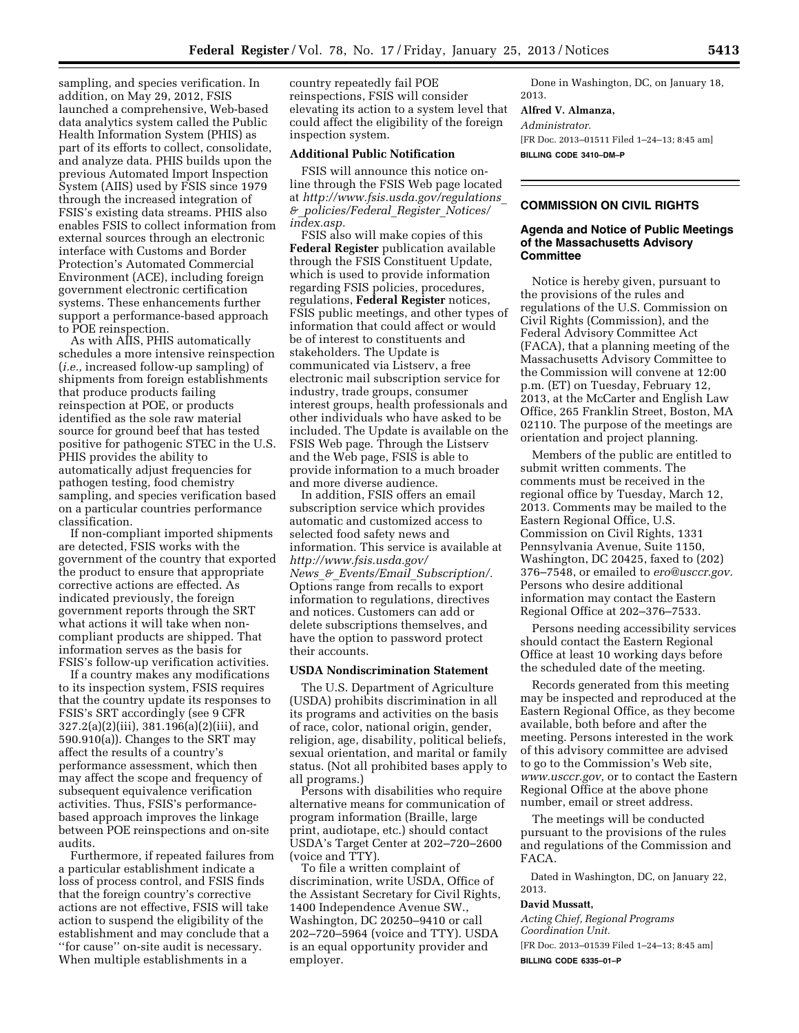sampling, and species verification. In addition, on May 29, 2012, FSIS launched a comprehensive, Web-based data analytics system called the Public Health Information System (PHIS) as part of its efforts to collect, consolidate, and analyze data. PHIS builds upon the previous Automated Import Inspection System (AIIS) used by FSIS since 1979 through the increased integration of FSIS's existing data streams. PHIS also enables FSIS to collect information from external sources through an electronic interface with Customs and Border Protection's Automated Commercial Environment (ACE), including foreign government electronic certification systems. These enhancements further support a performance-based approach to POE reinspection.

As with AIIS, PHIS automatically schedules a more intensive reinspection (*i.e.,* increased follow-up sampling) of shipments from foreign establishments that produce products failing reinspection at POE, or products identified as the sole raw material source for ground beef that has tested positive for pathogenic STEC in the U.S. PHIS provides the ability to automatically adjust frequencies for pathogen testing, food chemistry sampling, and species verification based on a particular countries performance classification.

If non-compliant imported shipments are detected, FSIS works with the government of the country that exported the product to ensure that appropriate corrective actions are effected. As indicated previously, the foreign government reports through the SRT what actions it will take when non-compliant products are shipped. That information serves as the basis for FSIS's follow-up verification activities.

If a country makes any modifications to its inspection system, FSIS requires that the country update its responses to FSIS's SRT accordingly (see 9 CFR 327.2(a)(2)(iii), 381.196(a)(2)(iii), and 590.910(a)). Changes to the SRT may affect the results of a country's performance assessment, which then may affect the scope and frequency of subsequent equivalence verification activities. Thus, FSIS's performance-based approach improves the linkage between POE reinspections and on-site audits.

Furthermore, if repeated failures from a particular establishment indicate a loss of process control, and FSIS finds that the foreign country's corrective actions are not effective, FSIS will take action to suspend the eligibility of the establishment and may conclude that a "for cause" on-site audit is necessary. When multiple establishments in a country repeatedly fail POE reinspections, FSIS will consider elevating its action to a system level that could affect the eligibility of the foreign inspection system.

### Additional Public Notification

FSIS will announce this notice online through the FSIS Web page located at *http://www.fsis.usda.gov/regulations_&_policies/Federal_Register_Notices/index.asp.*

FSIS also will make copies of this **Federal Register** publication available through the FSIS Constituent Update, which is used to provide information regarding FSIS policies, procedures, regulations, **Federal Register** notices, FSIS public meetings, and other types of information that could affect or would be of interest to constituents and stakeholders. The Update is communicated via Listserv, a free electronic mail subscription service for industry, trade groups, consumer interest groups, health professionals and other individuals who have asked to be included. The Update is available on the FSIS Web page. Through the Listserv and the Web page, FSIS is able to provide information to a much broader and more diverse audience.

In addition, FSIS offers an email subscription service which provides automatic and customized access to selected food safety news and information. This service is available at *http://www.fsis.usda.gov/News_&_Events/Email_Subscription/.* Options range from recalls to export information to regulations, directives and notices. Customers can add or delete subscriptions themselves, and have the option to password protect their accounts.

### USDA Nondiscrimination Statement

The U.S. Department of Agriculture (USDA) prohibits discrimination in all its programs and activities on the basis of race, color, national origin, gender, religion, age, disability, political beliefs, sexual orientation, and marital or family status. (Not all prohibited bases apply to all programs.)

Persons with disabilities who require alternative means for communication of program information (Braille, large print, audiotape, etc.) should contact USDA's Target Center at 202–720–2600 (voice and TTY).

To file a written complaint of discrimination, write USDA, Office of the Assistant Secretary for Civil Rights, 1400 Independence Avenue SW., Washington, DC 20250–9410 or call 202–720–5964 (voice and TTY). USDA is an equal opportunity provider and employer.

Done in Washington, DC, on January 18, 2013.

**Alfred V. Almanza,**

*Administrator.*

[FR Doc. 2013–01511 Filed 1–24–13; 8:45 am]

**BILLING CODE 3410–DM–P**

## COMMISSION ON CIVIL RIGHTS

### Agenda and Notice of Public Meetings of the Massachusetts Advisory Committee

Notice is hereby given, pursuant to the provisions of the rules and regulations of the U.S. Commission on Civil Rights (Commission), and the Federal Advisory Committee Act (FACA), that a planning meeting of the Massachusetts Advisory Committee to the Commission will convene at 12:00 p.m. (ET) on Tuesday, February 12, 2013, at the McCarter and English Law Office, 265 Franklin Street, Boston, MA 02110. The purpose of the meetings are orientation and project planning.

Members of the public are entitled to submit written comments. The comments must be received in the regional office by Tuesday, March 12, 2013. Comments may be mailed to the Eastern Regional Office, U.S. Commission on Civil Rights, 1331 Pennsylvania Avenue, Suite 1150, Washington, DC 20425, faxed to (202) 376–7548, or emailed to *ero@usccr.gov.* Persons who desire additional information may contact the Eastern Regional Office at 202–376–7533.

Persons needing accessibility services should contact the Eastern Regional Office at least 10 working days before the scheduled date of the meeting.

Records generated from this meeting may be inspected and reproduced at the Eastern Regional Office, as they become available, both before and after the meeting. Persons interested in the work of this advisory committee are advised to go to the Commission's Web site, *www.usccr.gov,* or to contact the Eastern Regional Office at the above phone number, email or street address.

The meetings will be conducted pursuant to the provisions of the rules and regulations of the Commission and FACA.

Dated in Washington, DC, on January 22, 2013.

**David Mussatt,**

*Acting Chief, Regional Programs Coordination Unit.*

[FR Doc. 2013–01539 Filed 1–24–13; 8:45 am]

**BILLING CODE 6335–01–P**